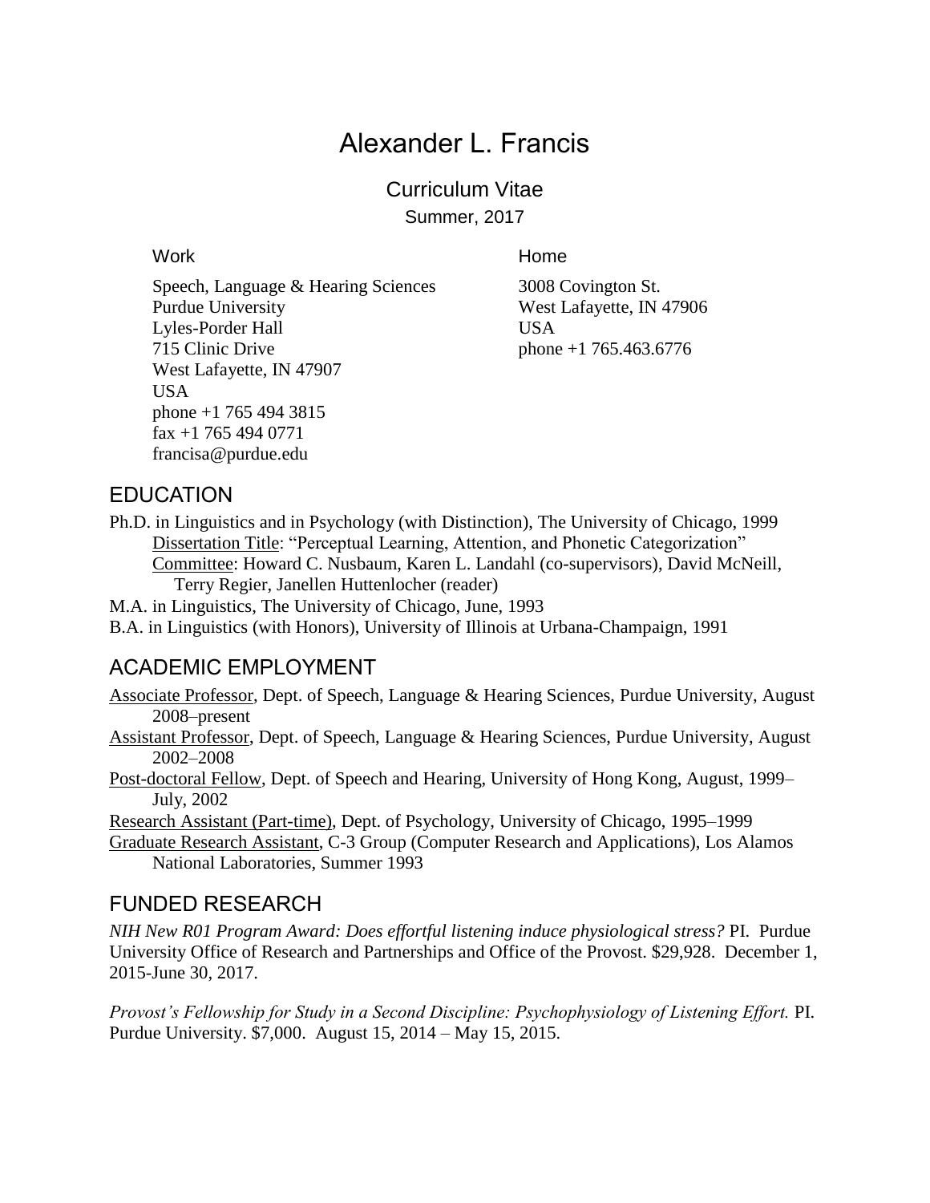# Alexander L. Francis

## Curriculum Vitae

Summer, 2017

**Work**

Speech, Language & Hearing Sciences
Purdue University
Lyles-Porder Hall
715 Clinic Drive
West Lafayette, IN 47907
USA
phone +1 765 494 3815
fax +1 765 494 0771
francisa@purdue.edu

**Home**

3008 Covington St.
West Lafayette, IN 47906
USA
phone +1 765.463.6776

## EDUCATION

Ph.D. in Linguistics and in Psychology (with Distinction), The University of Chicago, 1999
    Dissertation Title: "Perceptual Learning, Attention, and Phonetic Categorization"
    Committee: Howard C. Nusbaum, Karen L. Landahl (co-supervisors), David McNeill, Terry Regier, Janellen Huttenlocher (reader)

M.A. in Linguistics, The University of Chicago, June, 1993

B.A. in Linguistics (with Honors), University of Illinois at Urbana-Champaign, 1991

## ACADEMIC EMPLOYMENT

Associate Professor, Dept. of Speech, Language & Hearing Sciences, Purdue University, August 2008–present

Assistant Professor, Dept. of Speech, Language & Hearing Sciences, Purdue University, August 2002–2008

Post-doctoral Fellow, Dept. of Speech and Hearing, University of Hong Kong, August, 1999–July, 2002

Research Assistant (Part-time), Dept. of Psychology, University of Chicago, 1995–1999

Graduate Research Assistant, C-3 Group (Computer Research and Applications), Los Alamos National Laboratories, Summer 1993

## FUNDED RESEARCH

*NIH New R01 Program Award: Does effortful listening induce physiological stress?* PI. Purdue University Office of Research and Partnerships and Office of the Provost. $29,928. December 1, 2015-June 30, 2017.

*Provost's Fellowship for Study in a Second Discipline: Psychophysiology of Listening Effort.* PI. Purdue University. $7,000. August 15, 2014 – May 15, 2015.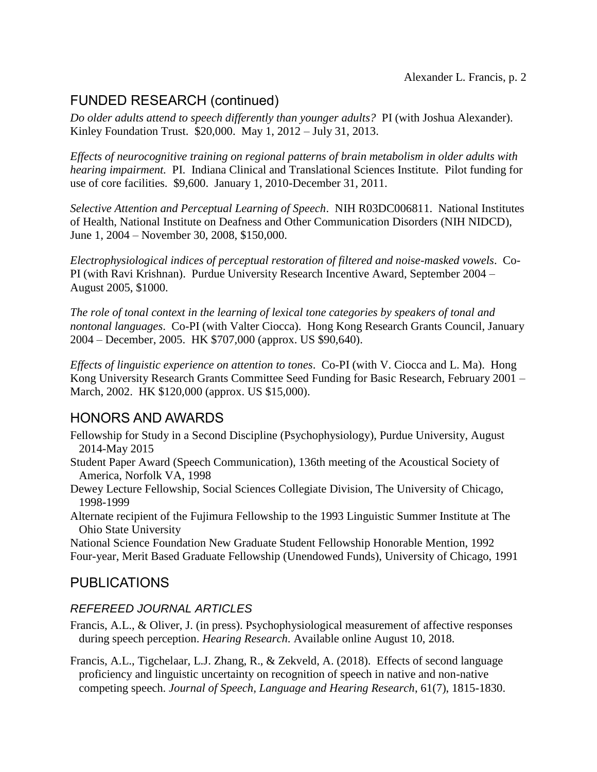## FUNDED RESEARCH (continued)

*Do older adults attend to speech differently than younger adults?* PI (with Joshua Alexander). Kinley Foundation Trust. $20,000. May 1, 2012 – July 31, 2013.

*Effects of neurocognitive training on regional patterns of brain metabolism in older adults with hearing impairment.* PI. Indiana Clinical and Translational Sciences Institute. Pilot funding for use of core facilities. $9,600. January 1, 2010-December 31, 2011.

*Selective Attention and Perceptual Learning of Speech*. NIH R03DC006811. National Institutes of Health, National Institute on Deafness and Other Communication Disorders (NIH NIDCD), June 1, 2004 – November 30, 2008, $150,000.

*Electrophysiological indices of perceptual restoration of filtered and noise-masked vowels*. Co-PI (with Ravi Krishnan). Purdue University Research Incentive Award, September 2004 – August 2005, $1000.

*The role of tonal context in the learning of lexical tone categories by speakers of tonal and nontonal languages*. Co-PI (with Valter Ciocca). Hong Kong Research Grants Council, January 2004 – December, 2005. HK $707,000 (approx. US $90,640).

*Effects of linguistic experience on attention to tones*. Co-PI (with V. Ciocca and L. Ma). Hong Kong University Research Grants Committee Seed Funding for Basic Research, February 2001 – March, 2002. HK $120,000 (approx. US $15,000).

## HONORS AND AWARDS

Fellowship for Study in a Second Discipline (Psychophysiology), Purdue University, August 2014-May 2015

Student Paper Award (Speech Communication), 136th meeting of the Acoustical Society of America, Norfolk VA, 1998

Dewey Lecture Fellowship, Social Sciences Collegiate Division, The University of Chicago, 1998-1999

Alternate recipient of the Fujimura Fellowship to the 1993 Linguistic Summer Institute at The Ohio State University

National Science Foundation New Graduate Student Fellowship Honorable Mention, 1992

Four-year, Merit Based Graduate Fellowship (Unendowed Funds), University of Chicago, 1991

## PUBLICATIONS

### *REFEREED JOURNAL ARTICLES*

Francis, A.L., & Oliver, J. (in press). Psychophysiological measurement of affective responses during speech perception. *Hearing Research.* Available online August 10, 2018.

Francis, A.L., Tigchelaar, L.J. Zhang, R., & Zekveld, A. (2018). Effects of second language proficiency and linguistic uncertainty on recognition of speech in native and non-native competing speech. *Journal of Speech, Language and Hearing Research*, 61(7), 1815-1830.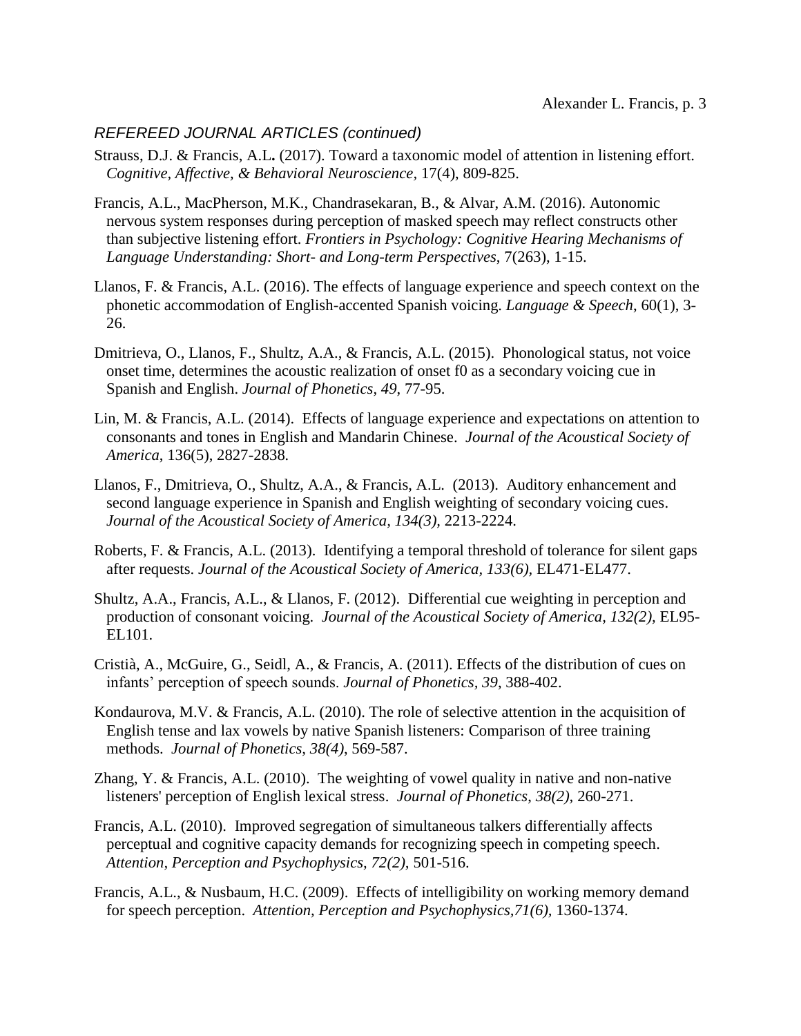*REFEREED JOURNAL ARTICLES (continued)*

Strauss, D.J. & Francis, A.L**.** (2017). Toward a taxonomic model of attention in listening effort. *Cognitive, Affective, & Behavioral Neuroscience,* 17(4), 809-825.

Francis, A.L., MacPherson, M.K., Chandrasekaran, B., & Alvar, A.M. (2016). Autonomic nervous system responses during perception of masked speech may reflect constructs other than subjective listening effort. *Frontiers in Psychology: Cognitive Hearing Mechanisms of Language Understanding: Short- and Long-term Perspectives*, 7(263), 1-15.

Llanos, F. & Francis, A.L. (2016). The effects of language experience and speech context on the phonetic accommodation of English-accented Spanish voicing. *Language & Speech*, 60(1), 3-26.

Dmitrieva, O., Llanos, F., Shultz, A.A., & Francis, A.L. (2015). Phonological status, not voice onset time, determines the acoustic realization of onset f0 as a secondary voicing cue in Spanish and English. *Journal of Phonetics*, *49*, 77-95.

Lin, M. & Francis, A.L. (2014). Effects of language experience and expectations on attention to consonants and tones in English and Mandarin Chinese. *Journal of the Acoustical Society of America*, 136(5), 2827-2838.

Llanos, F., Dmitrieva, O., Shultz, A.A., & Francis, A.L. (2013). Auditory enhancement and second language experience in Spanish and English weighting of secondary voicing cues. *Journal of the Acoustical Society of America, 134(3),* 2213-2224.

Roberts, F. & Francis, A.L. (2013). Identifying a temporal threshold of tolerance for silent gaps after requests. *Journal of the Acoustical Society of America, 133(6),* EL471-EL477.

Shultz, A.A., Francis, A.L., & Llanos, F. (2012). Differential cue weighting in perception and production of consonant voicing. *Journal of the Acoustical Society of America, 132(2),* EL95-EL101.

Cristià, A., McGuire, G., Seidl, A., & Francis, A. (2011). Effects of the distribution of cues on infants' perception of speech sounds. *Journal of Phonetics, 39*, 388-402.

Kondaurova, M.V. & Francis, A.L. (2010). The role of selective attention in the acquisition of English tense and lax vowels by native Spanish listeners: Comparison of three training methods. *Journal of Phonetics, 38(4)*, 569-587.

Zhang, Y. & Francis, A.L. (2010). The weighting of vowel quality in native and non-native listeners' perception of English lexical stress. *Journal of Phonetics, 38(2)*, 260-271.

Francis, A.L. (2010). Improved segregation of simultaneous talkers differentially affects perceptual and cognitive capacity demands for recognizing speech in competing speech. *Attention, Perception and Psychophysics, 72(2),* 501-516.

Francis, A.L., & Nusbaum, H.C. (2009). Effects of intelligibility on working memory demand for speech perception. *Attention, Perception and Psychophysics,71(6)*, 1360-1374.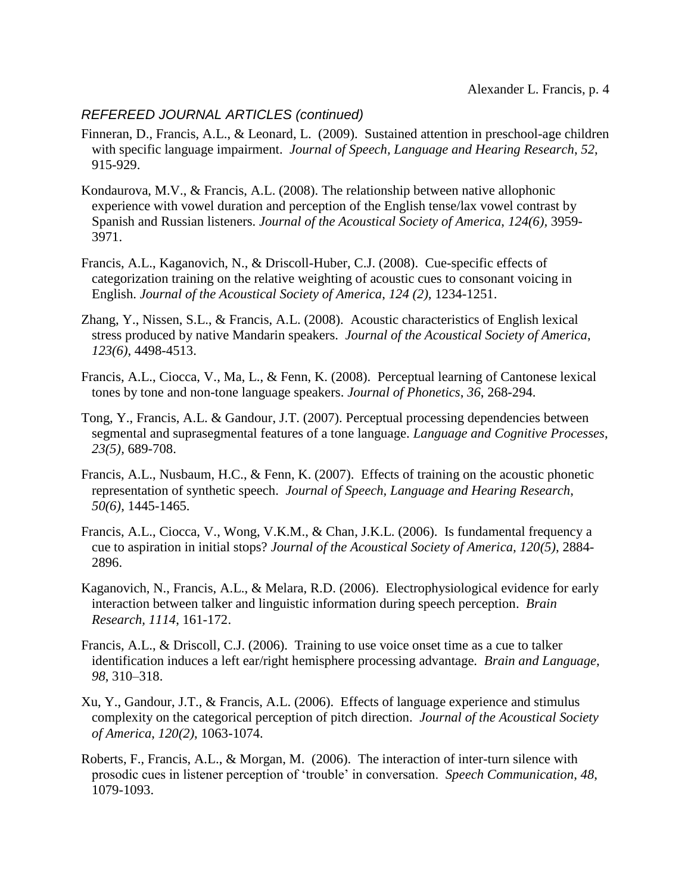*REFEREED JOURNAL ARTICLES (continued)*

Finneran, D., Francis, A.L., & Leonard, L. (2009). Sustained attention in preschool-age children with specific language impairment. *Journal of Speech, Language and Hearing Research, 52*, 915-929.

Kondaurova, M.V., & Francis, A.L. (2008). The relationship between native allophonic experience with vowel duration and perception of the English tense/lax vowel contrast by Spanish and Russian listeners. *Journal of the Acoustical Society of America, 124(6),* 3959-3971.

Francis, A.L., Kaganovich, N., & Driscoll-Huber, C.J. (2008). Cue-specific effects of categorization training on the relative weighting of acoustic cues to consonant voicing in English. *Journal of the Acoustical Society of America, 124 (2),* 1234-1251.

Zhang, Y., Nissen, S.L., & Francis, A.L. (2008). Acoustic characteristics of English lexical stress produced by native Mandarin speakers. *Journal of the Acoustical Society of America, 123(6)*, 4498-4513.

Francis, A.L., Ciocca, V., Ma, L., & Fenn, K. (2008). Perceptual learning of Cantonese lexical tones by tone and non-tone language speakers. *Journal of Phonetics*, *36*, 268-294.

Tong, Y., Francis, A.L. & Gandour, J.T. (2007). Perceptual processing dependencies between segmental and suprasegmental features of a tone language. *Language and Cognitive Processes*, *23(5),* 689-708.

Francis, A.L., Nusbaum, H.C., & Fenn, K. (2007). Effects of training on the acoustic phonetic representation of synthetic speech. *Journal of Speech, Language and Hearing Research, 50(6),* 1445-1465.

Francis, A.L., Ciocca, V., Wong, V.K.M., & Chan, J.K.L. (2006). Is fundamental frequency a cue to aspiration in initial stops? *Journal of the Acoustical Society of America, 120(5),* 2884-2896.

Kaganovich, N., Francis, A.L., & Melara, R.D. (2006). Electrophysiological evidence for early interaction between talker and linguistic information during speech perception. *Brain Research, 1114*, 161-172.

Francis, A.L., & Driscoll, C.J. (2006). Training to use voice onset time as a cue to talker identification induces a left ear/right hemisphere processing advantage. *Brain and Language, 98*, 310–318.

Xu, Y., Gandour, J.T., & Francis, A.L. (2006). Effects of language experience and stimulus complexity on the categorical perception of pitch direction. *Journal of the Acoustical Society of America*, *120(2)*, 1063-1074.

Roberts, F., Francis, A.L., & Morgan, M. (2006). The interaction of inter-turn silence with prosodic cues in listener perception of 'trouble' in conversation. *Speech Communication*, *48*, 1079-1093.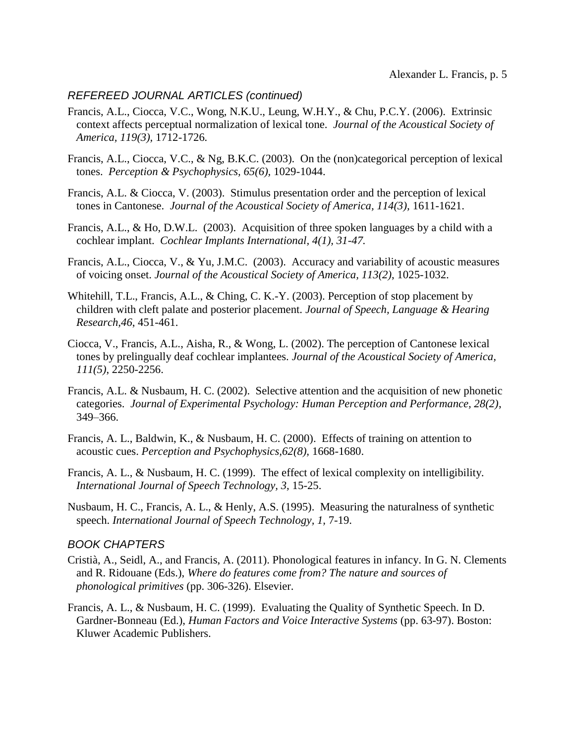## *REFEREED JOURNAL ARTICLES (continued)*

Francis, A.L., Ciocca, V.C., Wong, N.K.U., Leung, W.H.Y., & Chu, P.C.Y. (2006). Extrinsic context affects perceptual normalization of lexical tone. *Journal of the Acoustical Society of America, 119(3),* 1712-1726.

Francis, A.L., Ciocca, V.C., & Ng, B.K.C. (2003). On the (non)categorical perception of lexical tones. *Perception & Psychophysics, 65(6),* 1029-1044.

Francis, A.L. & Ciocca, V. (2003). Stimulus presentation order and the perception of lexical tones in Cantonese. *Journal of the Acoustical Society of America, 114(3),* 1611-1621.

Francis, A.L., & Ho, D.W.L. (2003). Acquisition of three spoken languages by a child with a cochlear implant. *Cochlear Implants International, 4(1), 31-47.*

Francis, A.L., Ciocca, V., & Yu, J.M.C. (2003). Accuracy and variability of acoustic measures of voicing onset. *Journal of the Acoustical Society of America, 113(2)*, 1025-1032.

Whitehill, T.L., Francis, A.L., & Ching, C. K.-Y. (2003). Perception of stop placement by children with cleft palate and posterior placement. *Journal of Speech, Language & Hearing Research,46*, 451-461.

Ciocca, V., Francis, A.L., Aisha, R., & Wong, L. (2002). The perception of Cantonese lexical tones by prelingually deaf cochlear implantees. *Journal of the Acoustical Society of America, 111(5)*, 2250-2256.

Francis, A.L. & Nusbaum, H. C. (2002). Selective attention and the acquisition of new phonetic categories. *Journal of Experimental Psychology: Human Perception and Performance, 28(2)*, 349–366.

Francis, A. L., Baldwin, K., & Nusbaum, H. C. (2000). Effects of training on attention to acoustic cues. *Perception and Psychophysics,62(8)*, 1668-1680.

Francis, A. L., & Nusbaum, H. C. (1999). The effect of lexical complexity on intelligibility. *International Journal of Speech Technology, 3,* 15-25.

Nusbaum, H. C., Francis, A. L., & Henly, A.S. (1995). Measuring the naturalness of synthetic speech. *International Journal of Speech Technology, 1,* 7-19.

## *BOOK CHAPTERS*

Cristià, A., Seidl, A., and Francis, A. (2011). Phonological features in infancy. In G. N. Clements and R. Ridouane (Eds.), *Where do features come from? The nature and sources of phonological primitives* (pp. 306-326). Elsevier.

Francis, A. L., & Nusbaum, H. C. (1999). Evaluating the Quality of Synthetic Speech. In D. Gardner-Bonneau (Ed.), *Human Factors and Voice Interactive Systems* (pp. 63-97). Boston: Kluwer Academic Publishers.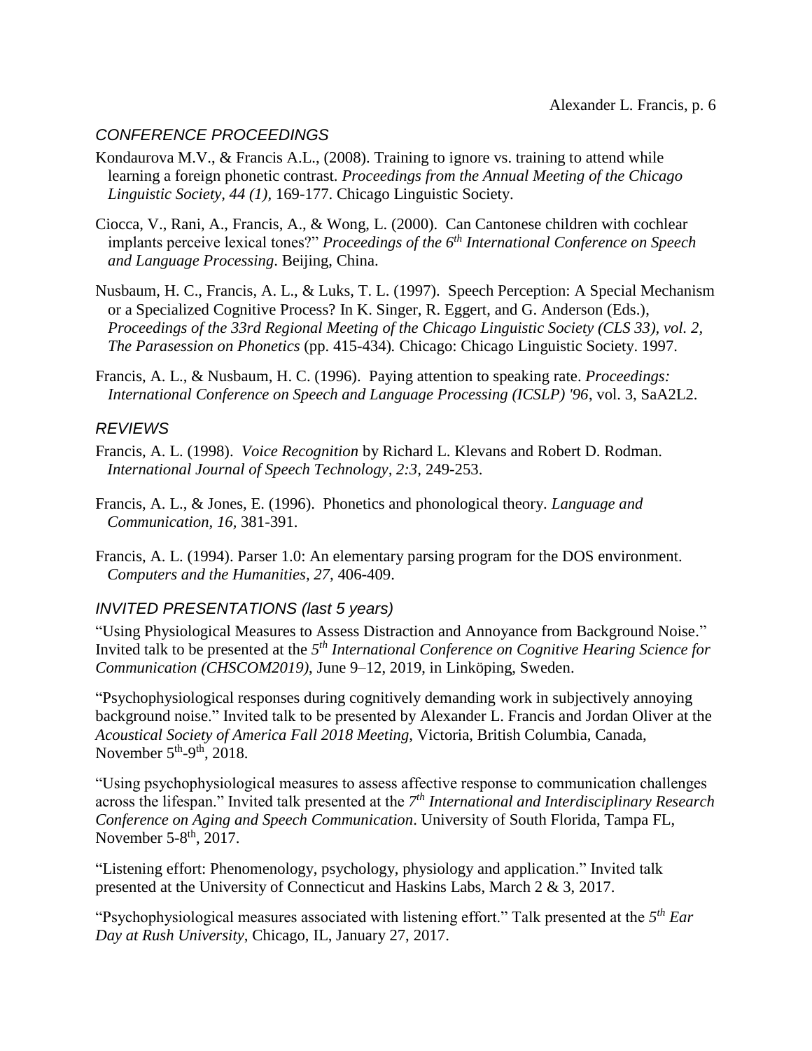## *CONFERENCE PROCEEDINGS*

Kondaurova M.V., & Francis A.L., (2008). Training to ignore vs. training to attend while learning a foreign phonetic contrast. *Proceedings from the Annual Meeting of the Chicago Linguistic Society, 44 (1)*, 169-177. Chicago Linguistic Society.

Ciocca, V., Rani, A., Francis, A., & Wong, L. (2000). Can Cantonese children with cochlear implants perceive lexical tones?" *Proceedings of the 6th International Conference on Speech and Language Processing*. Beijing, China.

Nusbaum, H. C., Francis, A. L., & Luks, T. L. (1997). Speech Perception: A Special Mechanism or a Specialized Cognitive Process? In K. Singer, R. Eggert, and G. Anderson (Eds.), *Proceedings of the 33rd Regional Meeting of the Chicago Linguistic Society (CLS 33), vol. 2, The Parasession on Phonetics* (pp. 415-434). Chicago: Chicago Linguistic Society. 1997.

Francis, A. L., & Nusbaum, H. C. (1996). Paying attention to speaking rate. *Proceedings: International Conference on Speech and Language Processing (ICSLP) '96*, vol. 3, SaA2L2.

## *REVIEWS*

Francis, A. L. (1998). *Voice Recognition* by Richard L. Klevans and Robert D. Rodman. *International Journal of Speech Technology, 2:3,* 249-253.

Francis, A. L., & Jones, E. (1996). Phonetics and phonological theory. *Language and Communication, 16,* 381-391.

Francis, A. L. (1994). Parser 1.0: An elementary parsing program for the DOS environment. *Computers and the Humanities, 27,* 406-409.

## *INVITED PRESENTATIONS (last 5 years)*

"Using Physiological Measures to Assess Distraction and Annoyance from Background Noise." Invited talk to be presented at the *5th International Conference on Cognitive Hearing Science for Communication (CHSCOM2019)*, June 9–12, 2019, in Linköping, Sweden.

"Psychophysiological responses during cognitively demanding work in subjectively annoying background noise." Invited talk to be presented by Alexander L. Francis and Jordan Oliver at the *Acoustical Society of America Fall 2018 Meeting,* Victoria, British Columbia, Canada, November 5th-9th, 2018.

"Using psychophysiological measures to assess affective response to communication challenges across the lifespan." Invited talk presented at the *7th International and Interdisciplinary Research Conference on Aging and Speech Communication*. University of South Florida, Tampa FL, November 5-8th, 2017.

"Listening effort: Phenomenology, psychology, physiology and application." Invited talk presented at the University of Connecticut and Haskins Labs, March 2 & 3, 2017.

"Psychophysiological measures associated with listening effort." Talk presented at the *5th Ear Day at Rush University*, Chicago, IL, January 27, 2017.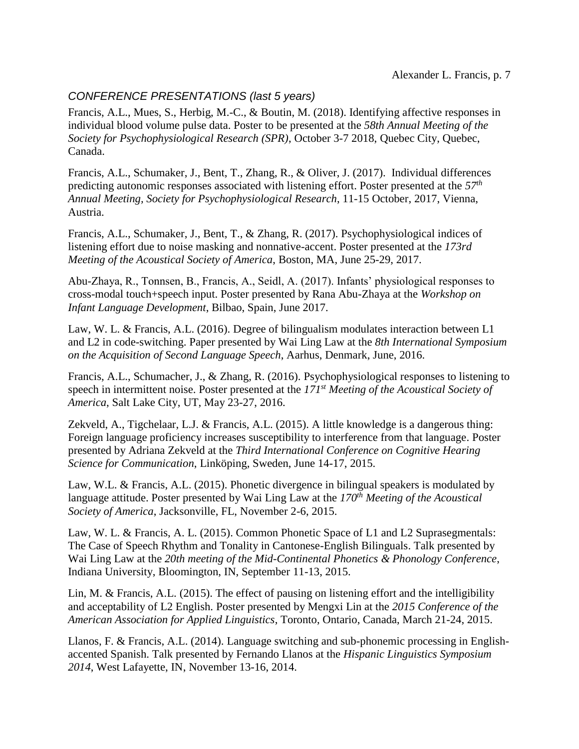## *CONFERENCE PRESENTATIONS (last 5 years)*

Francis, A.L., Mues, S., Herbig, M.-C., & Boutin, M. (2018). Identifying affective responses in individual blood volume pulse data. Poster to be presented at the *58th Annual Meeting of the Society for Psychophysiological Research (SPR)*, October 3-7 2018, Quebec City, Quebec, Canada.

Francis, A.L., Schumaker, J., Bent, T., Zhang, R., & Oliver, J. (2017). Individual differences predicting autonomic responses associated with listening effort. Poster presented at the *57th Annual Meeting, Society for Psychophysiological Research*, 11-15 October, 2017, Vienna, Austria.

Francis, A.L., Schumaker, J., Bent, T., & Zhang, R. (2017). Psychophysiological indices of listening effort due to noise masking and nonnative-accent. Poster presented at the *173rd Meeting of the Acoustical Society of America*, Boston, MA, June 25-29, 2017.

Abu-Zhaya, R., Tonnsen, B., Francis, A., Seidl, A. (2017). Infants' physiological responses to cross-modal touch+speech input. Poster presented by Rana Abu-Zhaya at the *Workshop on Infant Language Development*, Bilbao, Spain, June 2017.

Law, W. L. & Francis, A.L. (2016). Degree of bilingualism modulates interaction between L1 and L2 in code-switching. Paper presented by Wai Ling Law at the *8th International Symposium on the Acquisition of Second Language Speech*, Aarhus, Denmark, June, 2016.

Francis, A.L., Schumacher, J., & Zhang, R. (2016). Psychophysiological responses to listening to speech in intermittent noise. Poster presented at the *171st Meeting of the Acoustical Society of America*, Salt Lake City, UT, May 23-27, 2016.

Zekveld, A., Tigchelaar, L.J. & Francis, A.L. (2015). A little knowledge is a dangerous thing: Foreign language proficiency increases susceptibility to interference from that language. Poster presented by Adriana Zekveld at the *Third International Conference on Cognitive Hearing Science for Communication*, Linköping, Sweden, June 14-17, 2015.

Law, W.L. & Francis, A.L. (2015). Phonetic divergence in bilingual speakers is modulated by language attitude. Poster presented by Wai Ling Law at the *170th Meeting of the Acoustical Society of America*, Jacksonville, FL, November 2-6, 2015.

Law, W. L. & Francis, A. L. (2015). Common Phonetic Space of L1 and L2 Suprasegmentals: The Case of Speech Rhythm and Tonality in Cantonese-English Bilinguals. Talk presented by Wai Ling Law at the *20th meeting of the Mid-Continental Phonetics & Phonology Conference*, Indiana University, Bloomington, IN, September 11-13, 2015.

Lin, M. & Francis, A.L. (2015). The effect of pausing on listening effort and the intelligibility and acceptability of L2 English. Poster presented by Mengxi Lin at the *2015 Conference of the American Association for Applied Linguistics*, Toronto, Ontario, Canada, March 21-24, 2015.

Llanos, F. & Francis, A.L. (2014). Language switching and sub-phonemic processing in English-accented Spanish. Talk presented by Fernando Llanos at the *Hispanic Linguistics Symposium 2014*, West Lafayette, IN, November 13-16, 2014.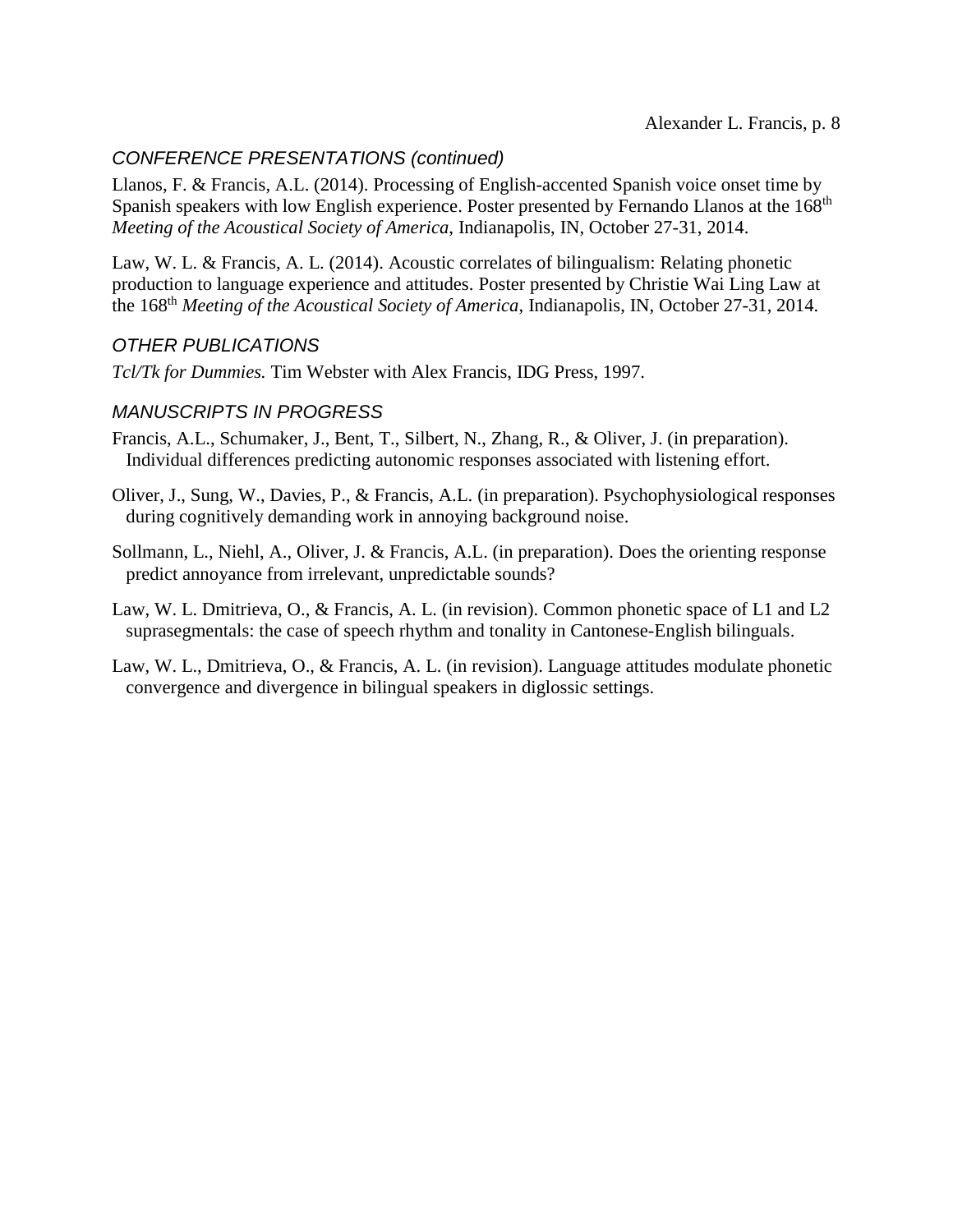## CONFERENCE PRESENTATIONS (continued)

Llanos, F. & Francis, A.L. (2014). Processing of English-accented Spanish voice onset time by Spanish speakers with low English experience. Poster presented by Fernando Llanos at the 168th *Meeting of the Acoustical Society of America*, Indianapolis, IN, October 27-31, 2014.

Law, W. L. & Francis, A. L. (2014). Acoustic correlates of bilingualism: Relating phonetic production to language experience and attitudes. Poster presented by Christie Wai Ling Law at the 168th *Meeting of the Acoustical Society of America*, Indianapolis, IN, October 27-31, 2014.

## OTHER PUBLICATIONS

*Tcl/Tk for Dummies.* Tim Webster with Alex Francis, IDG Press, 1997.

## MANUSCRIPTS IN PROGRESS

Francis, A.L., Schumaker, J., Bent, T., Silbert, N., Zhang, R., & Oliver, J. (in preparation). Individual differences predicting autonomic responses associated with listening effort.

Oliver, J., Sung, W., Davies, P., & Francis, A.L. (in preparation). Psychophysiological responses during cognitively demanding work in annoying background noise.

Sollmann, L., Niehl, A., Oliver, J. & Francis, A.L. (in preparation). Does the orienting response predict annoyance from irrelevant, unpredictable sounds?

Law, W. L. Dmitrieva, O., & Francis, A. L. (in revision). Common phonetic space of L1 and L2 suprasegmentals: the case of speech rhythm and tonality in Cantonese-English bilinguals.

Law, W. L., Dmitrieva, O., & Francis, A. L. (in revision). Language attitudes modulate phonetic convergence and divergence in bilingual speakers in diglossic settings.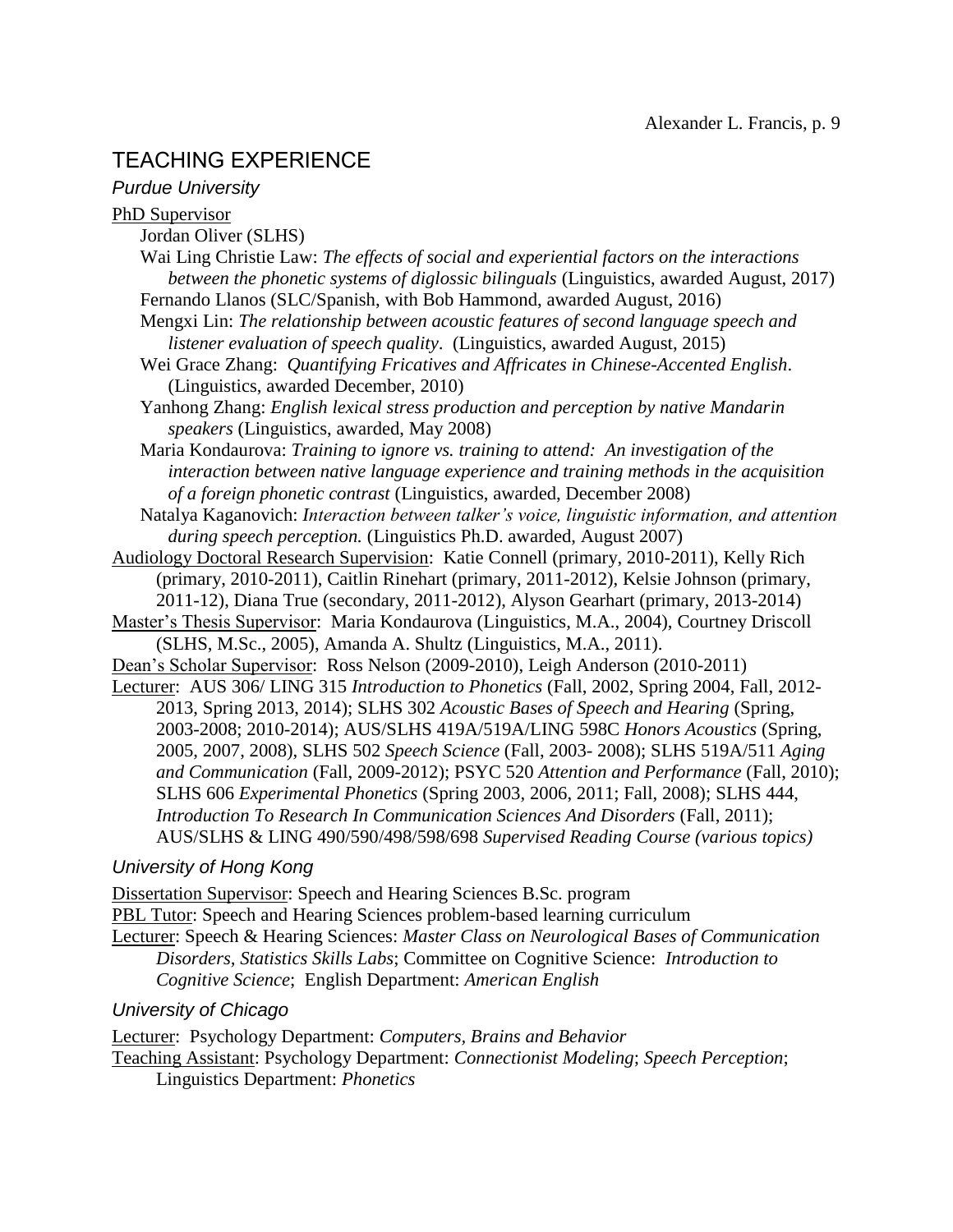## TEACHING EXPERIENCE

### *Purdue University*

PhD Supervisor

- Jordan Oliver (SLHS)
- Wai Ling Christie Law: *The effects of social and experiential factors on the interactions between the phonetic systems of diglossic bilinguals* (Linguistics, awarded August, 2017)
- Fernando Llanos (SLC/Spanish, with Bob Hammond, awarded August, 2016)
- Mengxi Lin: *The relationship between acoustic features of second language speech and listener evaluation of speech quality*. (Linguistics, awarded August, 2015)
- Wei Grace Zhang: *Quantifying Fricatives and Affricates in Chinese-Accented English*. (Linguistics, awarded December, 2010)
- Yanhong Zhang: *English lexical stress production and perception by native Mandarin speakers* (Linguistics, awarded, May 2008)
- Maria Kondaurova: *Training to ignore vs. training to attend: An investigation of the interaction between native language experience and training methods in the acquisition of a foreign phonetic contrast* (Linguistics, awarded, December 2008)
- Natalya Kaganovich: *Interaction between talker's voice, linguistic information, and attention during speech perception.* (Linguistics Ph.D. awarded, August 2007)

Audiology Doctoral Research Supervision: Katie Connell (primary, 2010-2011), Kelly Rich (primary, 2010-2011), Caitlin Rinehart (primary, 2011-2012), Kelsie Johnson (primary, 2011-12), Diana True (secondary, 2011-2012), Alyson Gearhart (primary, 2013-2014)

Master's Thesis Supervisor: Maria Kondaurova (Linguistics, M.A., 2004), Courtney Driscoll (SLHS, M.Sc., 2005), Amanda A. Shultz (Linguistics, M.A., 2011).

Dean's Scholar Supervisor: Ross Nelson (2009-2010), Leigh Anderson (2010-2011)

Lecturer: AUS 306/ LING 315 *Introduction to Phonetics* (Fall, 2002, Spring 2004, Fall, 2012-2013, Spring 2013, 2014); SLHS 302 *Acoustic Bases of Speech and Hearing* (Spring, 2003-2008; 2010-2014); AUS/SLHS 419A/519A/LING 598C *Honors Acoustics* (Spring, 2005, 2007, 2008), SLHS 502 *Speech Science* (Fall, 2003- 2008); SLHS 519A/511 *Aging and Communication* (Fall, 2009-2012); PSYC 520 *Attention and Performance* (Fall, 2010); SLHS 606 *Experimental Phonetics* (Spring 2003, 2006, 2011; Fall, 2008); SLHS 444, *Introduction To Research In Communication Sciences And Disorders* (Fall, 2011); AUS/SLHS & LING 490/590/498/598/698 *Supervised Reading Course (various topics)*

### *University of Hong Kong*

Dissertation Supervisor: Speech and Hearing Sciences B.Sc. program

PBL Tutor: Speech and Hearing Sciences problem-based learning curriculum

Lecturer: Speech & Hearing Sciences: *Master Class on Neurological Bases of Communication Disorders*, *Statistics Skills Labs*; Committee on Cognitive Science: *Introduction to Cognitive Science*; English Department: *American English*

### *University of Chicago*

Lecturer: Psychology Department: *Computers, Brains and Behavior*

Teaching Assistant: Psychology Department: *Connectionist Modeling*; *Speech Perception*; Linguistics Department: *Phonetics*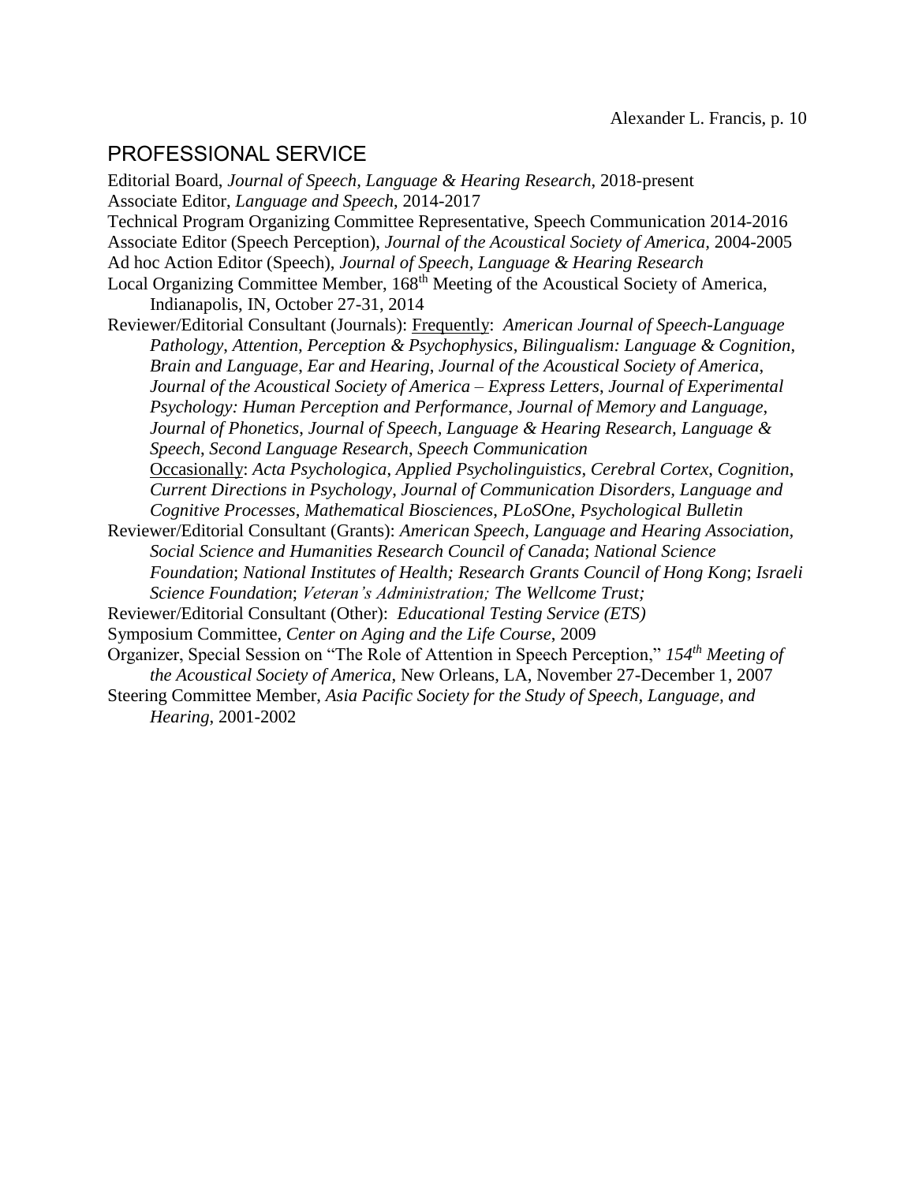## PROFESSIONAL SERVICE

Editorial Board, *Journal of Speech, Language & Hearing Research*, 2018-present
Associate Editor, *Language and Speech*, 2014-2017
Technical Program Organizing Committee Representative, Speech Communication 2014-2016
Associate Editor (Speech Perception), *Journal of the Acoustical Society of America*, 2004-2005
Ad hoc Action Editor (Speech), *Journal of Speech, Language & Hearing Research*
Local Organizing Committee Member, 168th Meeting of the Acoustical Society of America, Indianapolis, IN, October 27-31, 2014
Reviewer/Editorial Consultant (Journals): Frequently: *American Journal of Speech-Language Pathology*, *Attention, Perception & Psychophysics*, *Bilingualism: Language & Cognition*, *Brain and Language*, *Ear and Hearing*, *Journal of the Acoustical Society of America*, *Journal of the Acoustical Society of America – Express Letters*, *Journal of Experimental Psychology: Human Perception and Performance*, *Journal of Memory and Language*, *Journal of Phonetics*, *Journal of Speech, Language & Hearing Research*, *Language & Speech*, *Second Language Research*, *Speech Communication*
Occasionally: *Acta Psychologica*, *Applied Psycholinguistics*, *Cerebral Cortex*, *Cognition*, *Current Directions in Psychology*, *Journal of Communication Disorders*, *Language and Cognitive Processes*, *Mathematical Biosciences*, *PLoSOne*, *Psychological Bulletin*
Reviewer/Editorial Consultant (Grants): *American Speech, Language and Hearing Association*, *Social Science and Humanities Research Council of Canada*; *National Science Foundation*; *National Institutes of Health; Research Grants Council of Hong Kong*; *Israeli Science Foundation*; *Veteran's Administration; The Wellcome Trust;*
Reviewer/Editorial Consultant (Other): *Educational Testing Service (ETS)*
Symposium Committee, *Center on Aging and the Life Course*, 2009
Organizer, Special Session on "The Role of Attention in Speech Perception," *154th Meeting of the Acoustical Society of America*, New Orleans, LA, November 27-December 1, 2007
Steering Committee Member, *Asia Pacific Society for the Study of Speech, Language, and Hearing*, 2001-2002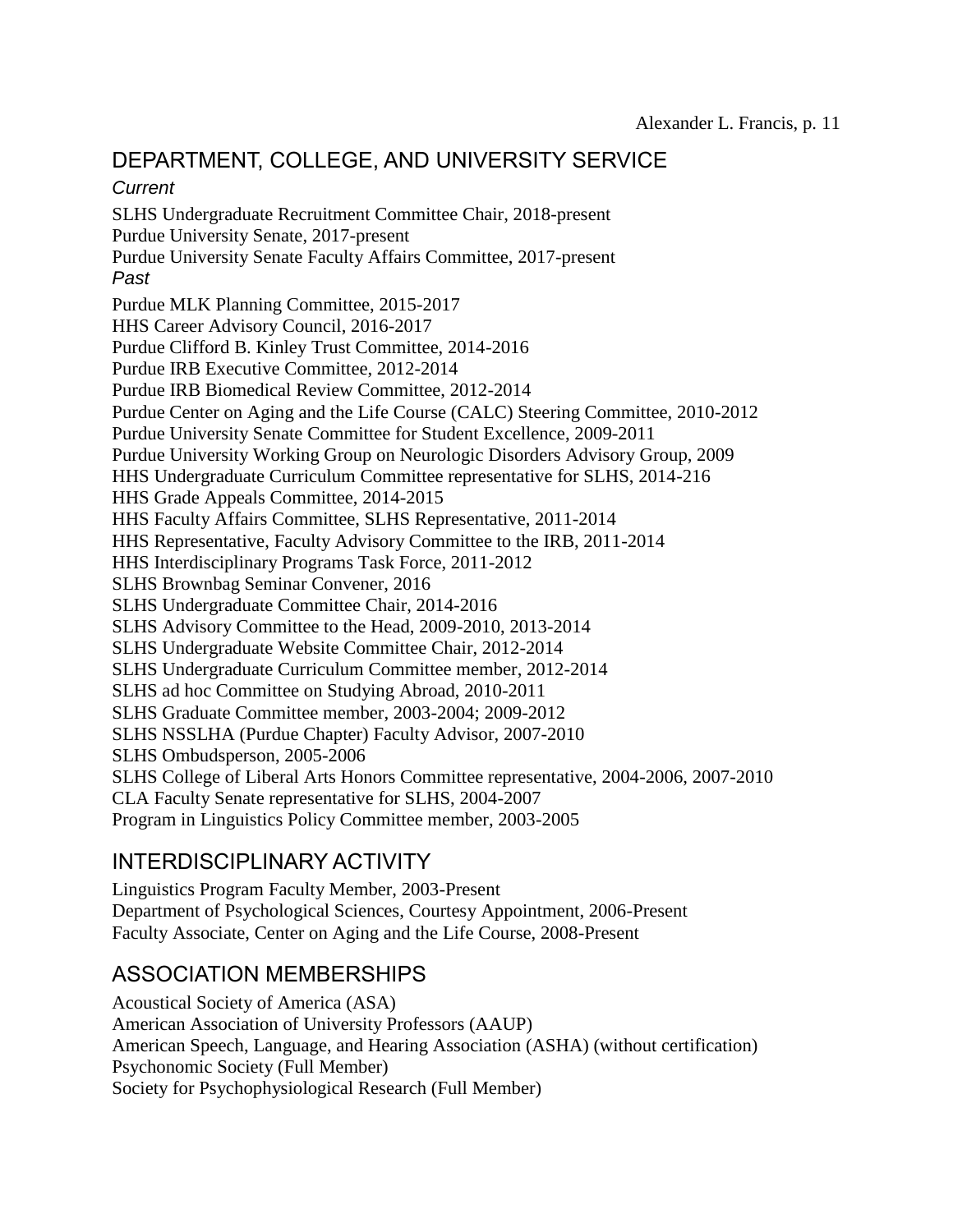## DEPARTMENT, COLLEGE, AND UNIVERSITY SERVICE

*Current*

SLHS Undergraduate Recruitment Committee Chair, 2018-present
Purdue University Senate, 2017-present
Purdue University Senate Faculty Affairs Committee, 2017-present

*Past*

Purdue MLK Planning Committee, 2015-2017
HHS Career Advisory Council, 2016-2017
Purdue Clifford B. Kinley Trust Committee, 2014-2016
Purdue IRB Executive Committee, 2012-2014
Purdue IRB Biomedical Review Committee, 2012-2014
Purdue Center on Aging and the Life Course (CALC) Steering Committee, 2010-2012
Purdue University Senate Committee for Student Excellence, 2009-2011
Purdue University Working Group on Neurologic Disorders Advisory Group, 2009
HHS Undergraduate Curriculum Committee representative for SLHS, 2014-216
HHS Grade Appeals Committee, 2014-2015
HHS Faculty Affairs Committee, SLHS Representative, 2011-2014
HHS Representative, Faculty Advisory Committee to the IRB, 2011-2014
HHS Interdisciplinary Programs Task Force, 2011-2012
SLHS Brownbag Seminar Convener, 2016
SLHS Undergraduate Committee Chair, 2014-2016
SLHS Advisory Committee to the Head, 2009-2010, 2013-2014
SLHS Undergraduate Website Committee Chair, 2012-2014
SLHS Undergraduate Curriculum Committee member, 2012-2014
SLHS ad hoc Committee on Studying Abroad, 2010-2011
SLHS Graduate Committee member, 2003-2004; 2009-2012
SLHS NSSLHA (Purdue Chapter) Faculty Advisor, 2007-2010
SLHS Ombudsperson, 2005-2006
SLHS College of Liberal Arts Honors Committee representative, 2004-2006, 2007-2010
CLA Faculty Senate representative for SLHS, 2004-2007
Program in Linguistics Policy Committee member, 2003-2005

## INTERDISCIPLINARY ACTIVITY

Linguistics Program Faculty Member, 2003-Present
Department of Psychological Sciences, Courtesy Appointment, 2006-Present
Faculty Associate, Center on Aging and the Life Course, 2008-Present

## ASSOCIATION MEMBERSHIPS

Acoustical Society of America (ASA)
American Association of University Professors (AAUP)
American Speech, Language, and Hearing Association (ASHA) (without certification)
Psychonomic Society (Full Member)
Society for Psychophysiological Research (Full Member)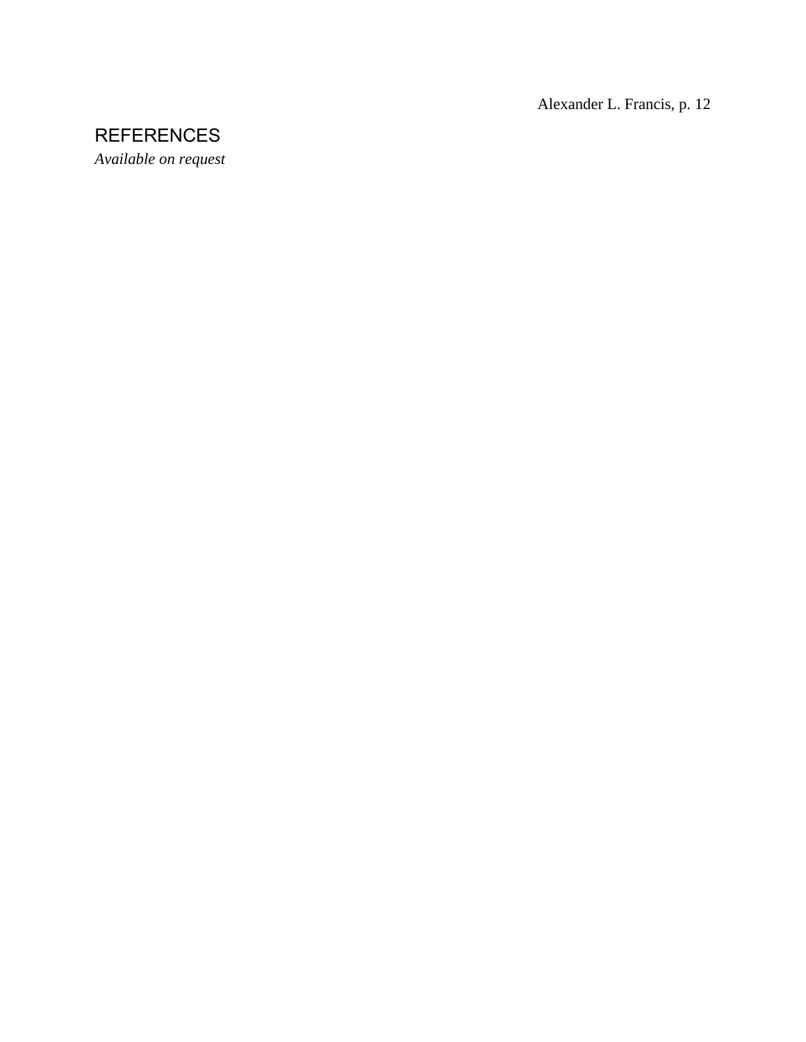## REFERENCES

*Available on request*